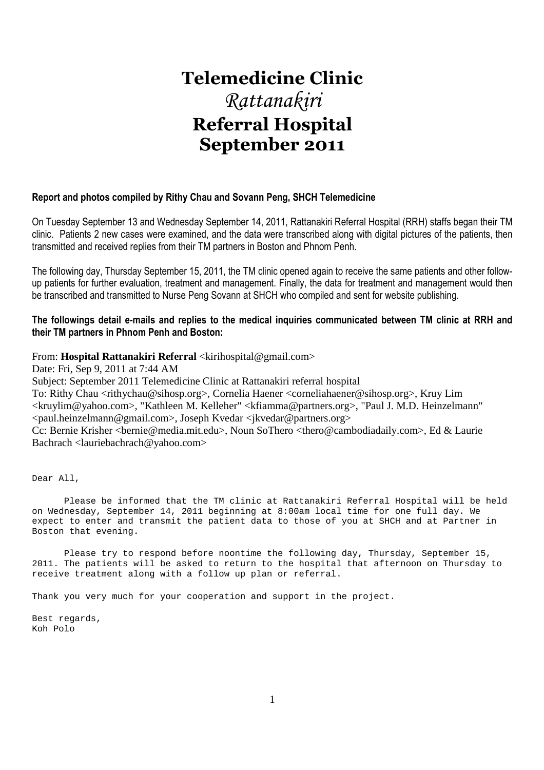# Telemedicine Clinic

## *Rattanakiri*

## Referral Hospital

## September 2011

**Report and photos compiled by Rithy Chau and Sovann Peng, SHCH Telemedicine**

On Tuesday September 13 and Wednesday September 14, 2011, Rattanakiri Referral Hospital (RRH) staffs began their TM clinic. Patients 2 new cases were examined, and the data were transcribed along with digital pictures of the patients, then transmitted and received replies from their TM partners in Boston and Phnom Penh.

The following day, Thursday September 15, 2011, the TM clinic opened again to receive the same patients and other follow-up patients for further evaluation, treatment and management. Finally, the data for treatment and management would then be transcribed and transmitted to Nurse Peng Sovann at SHCH who compiled and sent for website publishing.

**The followings detail e-mails and replies to the medical inquiries communicated between TM clinic at RRH and their TM partners in Phnom Penh and Boston:**

From: **Hospital Rattanakiri Referral** <kirihospital@gmail.com>
Date: Fri, Sep 9, 2011 at 7:44 AM
Subject: September 2011 Telemedicine Clinic at Rattanakiri referral hospital
To: Rithy Chau <rithychau@sihosp.org>, Cornelia Haener <corneliahaener@sihosp.org>, Kruy Lim <kruylim@yahoo.com>, "Kathleen M. Kelleher" <kfiamma@partners.org>, "Paul J. M.D. Heinzelmann" <paul.heinzelmann@gmail.com>, Joseph Kvedar <jkvedar@partners.org>
Cc: Bernie Krisher <bernie@media.mit.edu>, Noun SoThero <thero@cambodiadaily.com>, Ed & Laurie Bachrach <lauriebachrach@yahoo.com>

Dear All,

Please be informed that the TM clinic at Rattanakiri Referral Hospital will be held on Wednesday, September 14, 2011 beginning at 8:00am local time for one full day. We expect to enter and transmit the patient data to those of you at SHCH and at Partner in Boston that evening.

Please try to respond before noontime the following day, Thursday, September 15, 2011. The patients will be asked to return to the hospital that afternoon on Thursday to receive treatment along with a follow up plan or referral.

Thank you very much for your cooperation and support in the project.

Best regards,
Koh Polo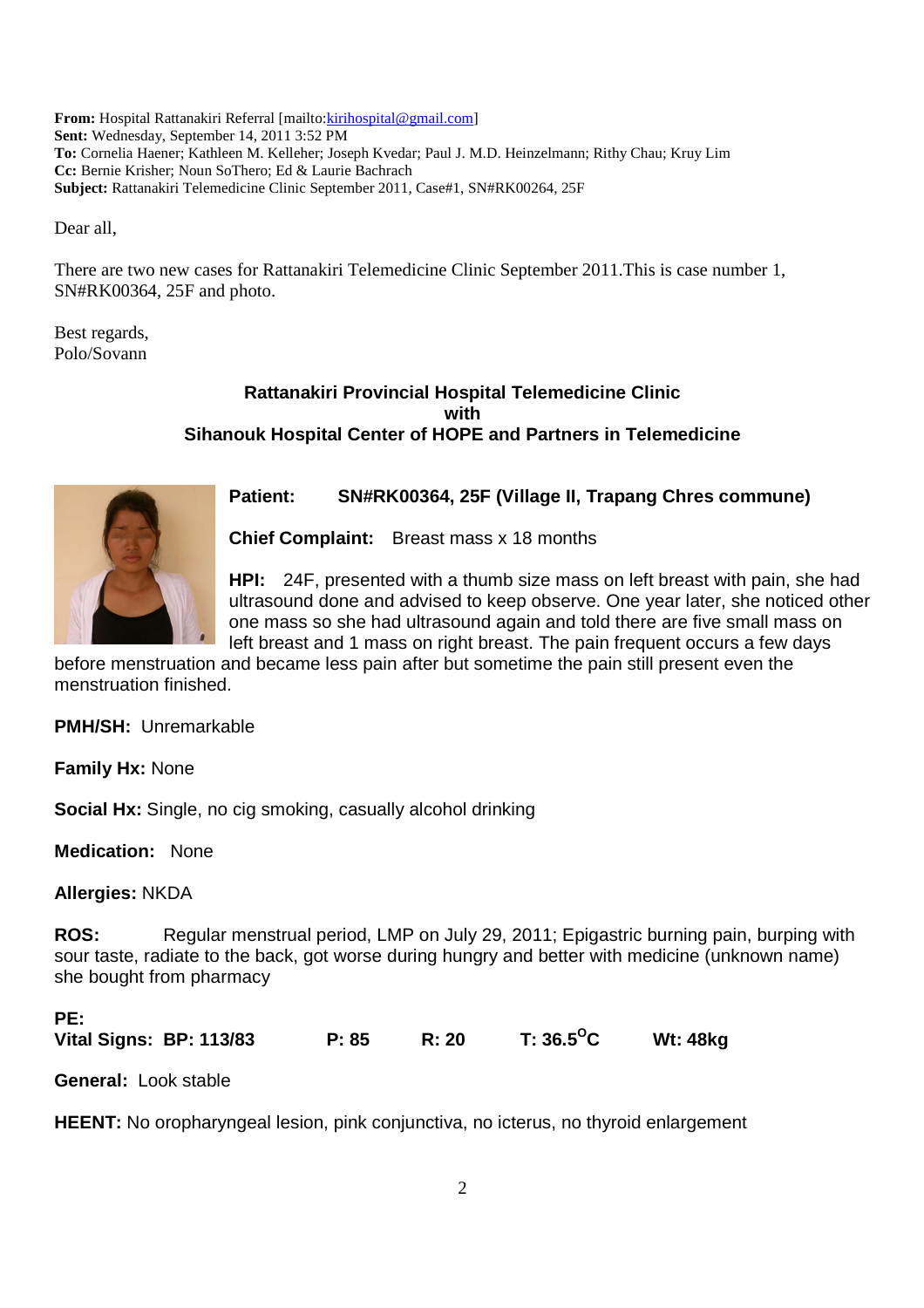**From:** Hospital Rattanakiri Referral [mailto:kirihospital@gmail.com]
**Sent:** Wednesday, September 14, 2011 3:52 PM
**To:** Cornelia Haener; Kathleen M. Kelleher; Joseph Kvedar; Paul J. M.D. Heinzelmann; Rithy Chau; Kruy Lim
**Cc:** Bernie Krisher; Noun SoThero; Ed & Laurie Bachrach
**Subject:** Rattanakiri Telemedicine Clinic September 2011, Case#1, SN#RK00264, 25F

Dear all,

There are two new cases for Rattanakiri Telemedicine Clinic September 2011.This is case number 1, SN#RK00364, 25F and photo.

Best regards,
Polo/Sovann

**Rattanakiri Provincial Hospital Telemedicine Clinic**
**with**
**Sihanouk Hospital Center of HOPE and Partners in Telemedicine**

**Patient:** **SN#RK00364, 25F (Village II, Trapang Chres commune)**

**Chief Complaint:** Breast mass x 18 months

**HPI:** 24F, presented with a thumb size mass on left breast with pain, she had ultrasound done and advised to keep observe. One year later, she noticed other one mass so she had ultrasound again and told there are five small mass on left breast and 1 mass on right breast. The pain frequent occurs a few days before menstruation and became less pain after but sometime the pain still present even the menstruation finished.

**PMH/SH:** Unremarkable

**Family Hx:** None

**Social Hx:** Single, no cig smoking, casually alcohol drinking

**Medication:** None

**Allergies:** NKDA

**ROS:** Regular menstrual period, LMP on July 29, 2011; Epigastric burning pain, burping with sour taste, radiate to the back, got worse during hungry and better with medicine (unknown name) she bought from pharmacy

**PE:**
**Vital Signs: BP: 113/83 P: 85 R: 20 T: 36.5°C Wt: 48kg**

**General:** Look stable

**HEENT:** No oropharyngeal lesion, pink conjunctiva, no icterus, no thyroid enlargement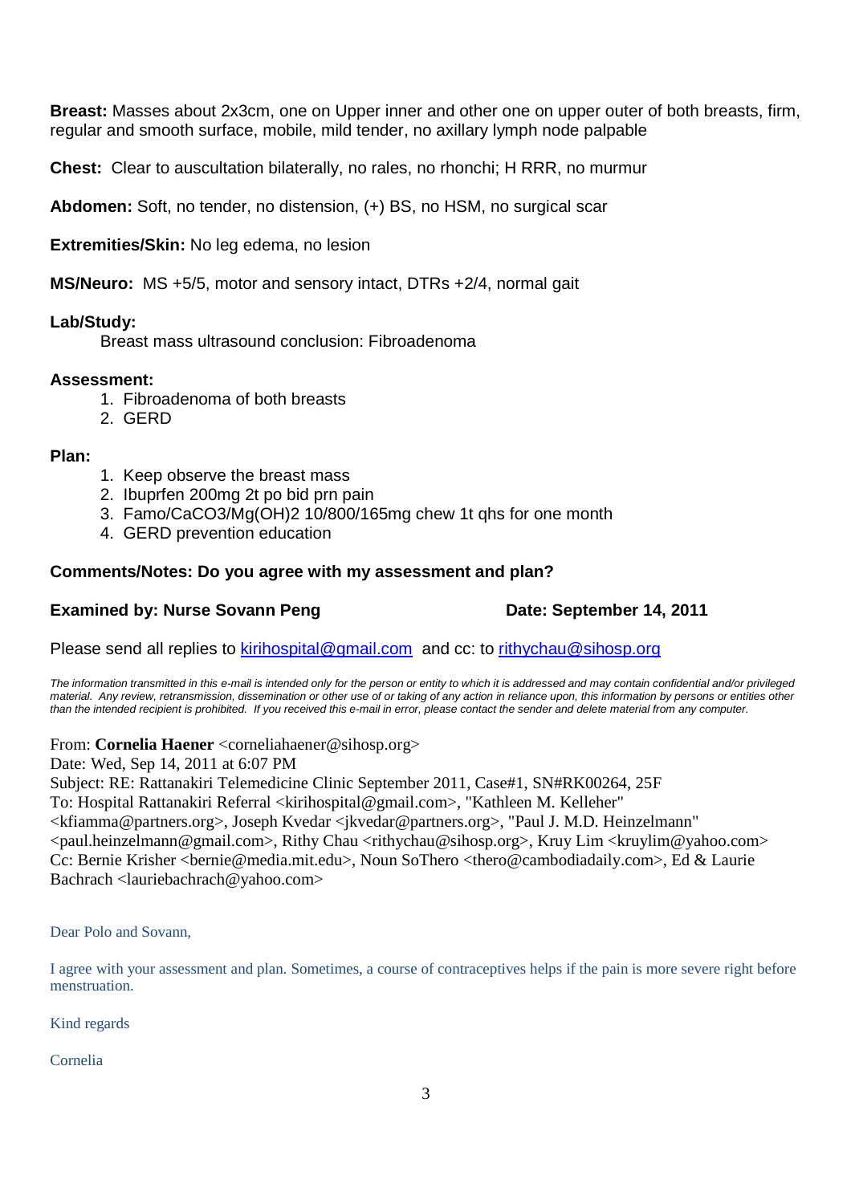**Breast:** Masses about 2x3cm, one on Upper inner and other one on upper outer of both breasts, firm, regular and smooth surface, mobile, mild tender, no axillary lymph node palpable

**Chest:** Clear to auscultation bilaterally, no rales, no rhonchi; H RRR, no murmur

**Abdomen:** Soft, no tender, no distension, (+) BS, no HSM, no surgical scar

**Extremities/Skin:** No leg edema, no lesion

**MS/Neuro:** MS +5/5, motor and sensory intact, DTRs +2/4, normal gait

**Lab/Study:**

Breast mass ultrasound conclusion: Fibroadenoma

**Assessment:**

1. Fibroadenoma of both breasts
2. GERD

**Plan:**

1. Keep observe the breast mass
2. Ibuprfen 200mg 2t po bid prn pain
3. Famo/$CaCO_3$/$Mg(OH)_2$ 10/800/165mg chew 1t qhs for one month
4. GERD prevention education

**Comments/Notes: Do you agree with my assessment and plan?**

**Examined by: Nurse Sovann Peng** **Date: September 14, 2011**

Please send all replies to kirihospital@gmail.com and cc: to rithychau@sihosp.org

*The information transmitted in this e-mail is intended only for the person or entity to which it is addressed and may contain confidential and/or privileged material. Any review, retransmission, dissemination or other use of or taking of any action in reliance upon, this information by persons or entities other than the intended recipient is prohibited. If you received this e-mail in error, please contact the sender and delete material from any computer.*

From: **Cornelia Haener** <corneliahaener@sihosp.org>
Date: Wed, Sep 14, 2011 at 6:07 PM
Subject: RE: Rattanakiri Telemedicine Clinic September 2011, Case#1, SN#RK00264, 25F
To: Hospital Rattanakiri Referral <kirihospital@gmail.com>, "Kathleen M. Kelleher" <kfiamma@partners.org>, Joseph Kvedar <jkvedar@partners.org>, "Paul J. M.D. Heinzelmann" <paul.heinzelmann@gmail.com>, Rithy Chau <rithychau@sihosp.org>, Kruy Lim <kruylim@yahoo.com>
Cc: Bernie Krisher <bernie@media.mit.edu>, Noun SoThero <thero@cambodiadaily.com>, Ed & Laurie Bachrach <lauriebachrach@yahoo.com>

Dear Polo and Sovann,

I agree with your assessment and plan. Sometimes, a course of contraceptives helps if the pain is more severe right before menstruation.

Kind regards

Cornelia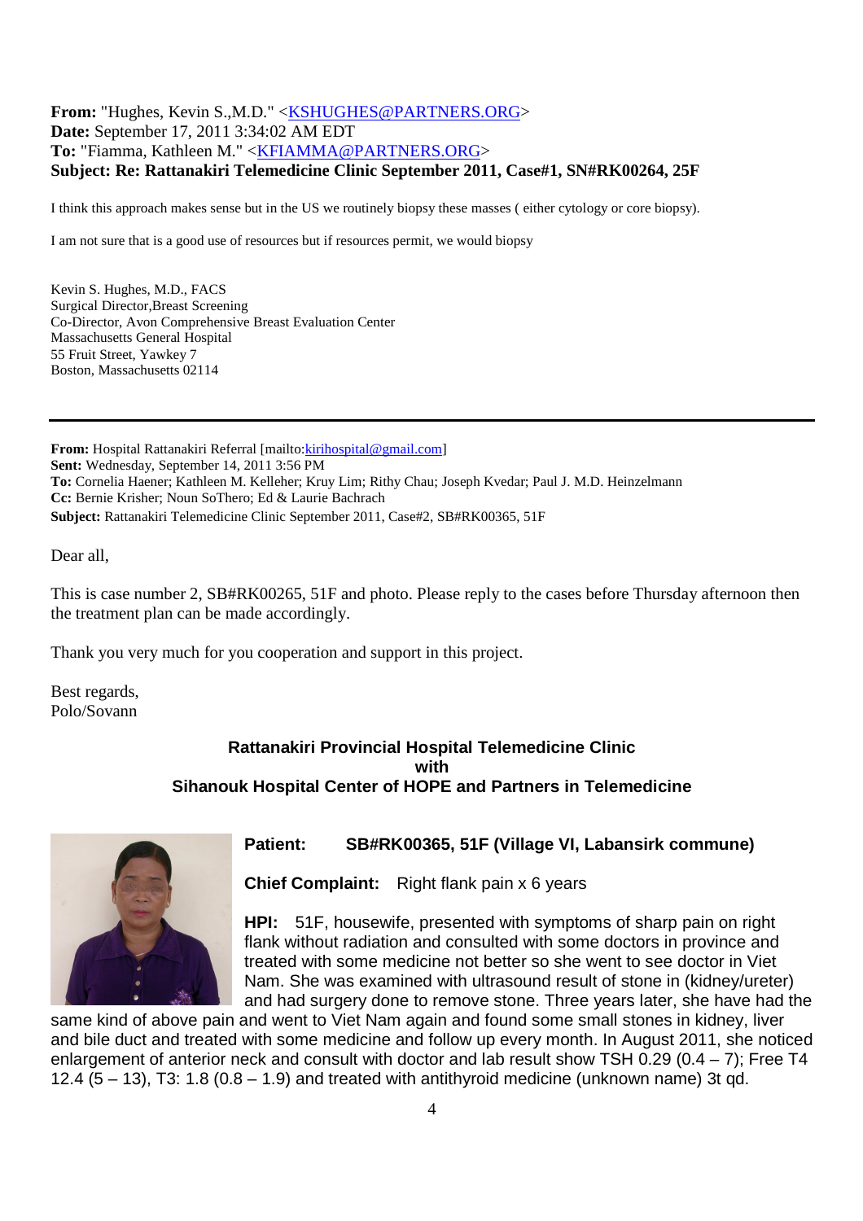**From:** "Hughes, Kevin S.,M.D." <KSHUGHES@PARTNERS.ORG>
**Date:** September 17, 2011 3:34:02 AM EDT
**To:** "Fiamma, Kathleen M." <KFIAMMA@PARTNERS.ORG>
**Subject: Re: Rattanakiri Telemedicine Clinic September 2011, Case#1, SN#RK00264, 25F**

I think this approach makes sense but in the US we routinely biopsy these masses ( either cytology or core biopsy).

I am not sure that is a good use of resources but if resources permit, we would biopsy

Kevin S. Hughes, M.D., FACS
Surgical Director,Breast Screening
Co-Director, Avon Comprehensive Breast Evaluation Center
Massachusetts General Hospital
55 Fruit Street, Yawkey 7
Boston, Massachusetts 02114

---

**From:** Hospital Rattanakiri Referral [mailto:kirihospital@gmail.com]
**Sent:** Wednesday, September 14, 2011 3:56 PM
**To:** Cornelia Haener; Kathleen M. Kelleher; Kruy Lim; Rithy Chau; Joseph Kvedar; Paul J. M.D. Heinzelmann
**Cc:** Bernie Krisher; Noun SoThero; Ed & Laurie Bachrach
**Subject:** Rattanakiri Telemedicine Clinic September 2011, Case#2, SB#RK00365, 51F

Dear all,

This is case number 2, SB#RK00265, 51F and photo. Please reply to the cases before Thursday afternoon then the treatment plan can be made accordingly.

Thank you very much for you cooperation and support in this project.

Best regards,
Polo/Sovann

**Rattanakiri Provincial Hospital Telemedicine Clinic**
**with**
**Sihanouk Hospital Center of HOPE and Partners in Telemedicine**

**Patient:** **SB#RK00365, 51F (Village VI, Labansirk commune)**

**Chief Complaint:** Right flank pain x 6 years

**HPI:** 51F, housewife, presented with symptoms of sharp pain on right flank without radiation and consulted with some doctors in province and treated with some medicine not better so she went to see doctor in Viet Nam. She was examined with ultrasound result of stone in (kidney/ureter) and had surgery done to remove stone. Three years later, she have had the same kind of above pain and went to Viet Nam again and found some small stones in kidney, liver and bile duct and treated with some medicine and follow up every month. In August 2011, she noticed enlargement of anterior neck and consult with doctor and lab result show TSH 0.29 (0.4 – 7); Free T4 12.4 (5 – 13), T3: 1.8 (0.8 – 1.9) and treated with antithyroid medicine (unknown name) 3t qd.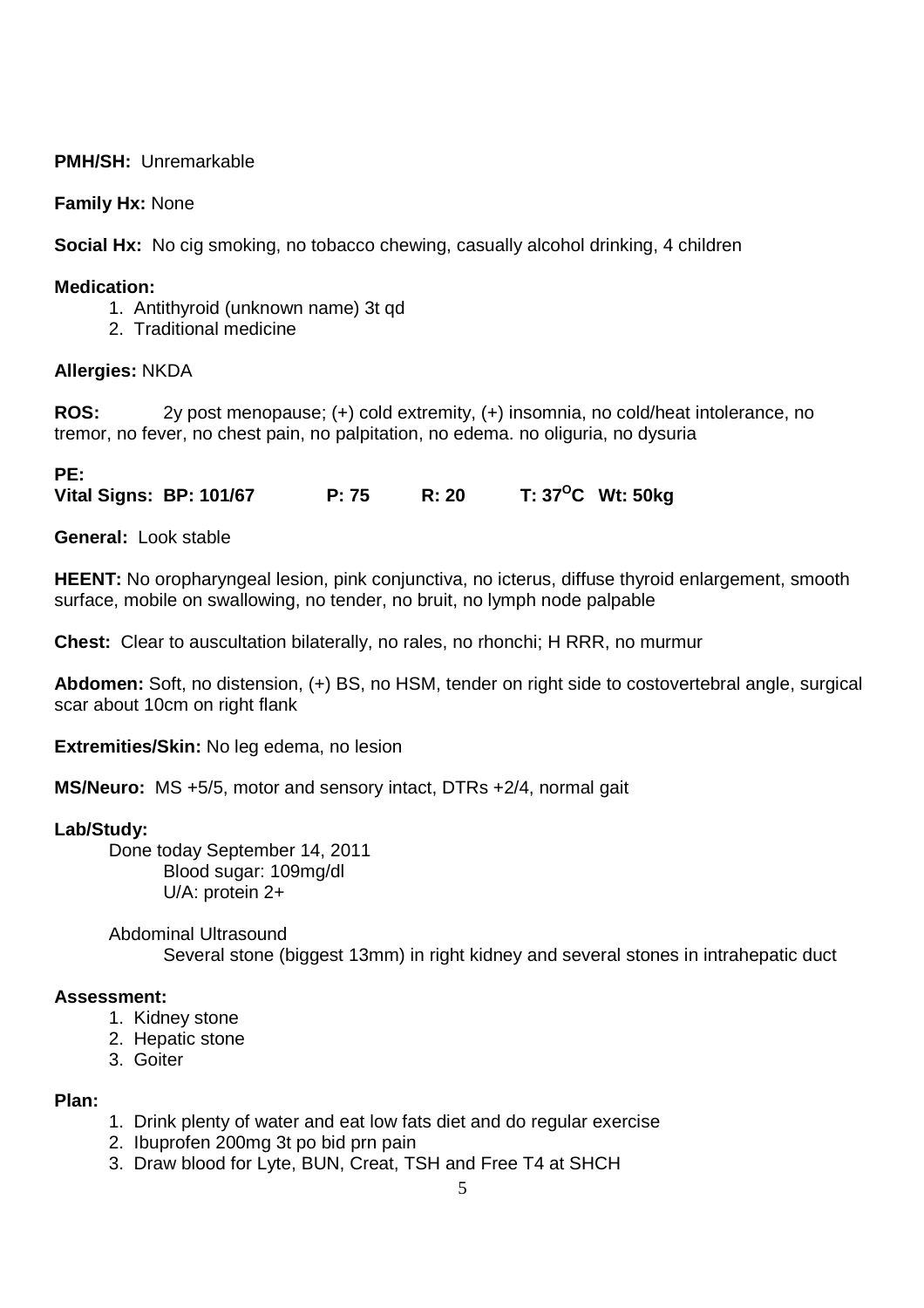**PMH/SH:** Unremarkable

**Family Hx:** None

**Social Hx:** No cig smoking, no tobacco chewing, casually alcohol drinking, 4 children

**Medication:**

1. Antithyroid (unknown name) 3t qd
2. Traditional medicine

**Allergies:** NKDA

**ROS:** 2y post menopause; (+) cold extremity, (+) insomnia, no cold/heat intolerance, no tremor, no fever, no chest pain, no palpitation, no edema. no oliguria, no dysuria

**PE:**

**Vital Signs: BP: 101/67 P: 75 R: 20 T: 37$^{O}$C Wt: 50kg**

**General:** Look stable

**HEENT:** No oropharyngeal lesion, pink conjunctiva, no icterus, diffuse thyroid enlargement, smooth surface, mobile on swallowing, no tender, no bruit, no lymph node palpable

**Chest:** Clear to auscultation bilaterally, no rales, no rhonchi; H RRR, no murmur

**Abdomen:** Soft, no distension, (+) BS, no HSM, tender on right side to costovertebral angle, surgical scar about 10cm on right flank

**Extremities/Skin:** No leg edema, no lesion

**MS/Neuro:** MS +5/5, motor and sensory intact, DTRs +2/4, normal gait

**Lab/Study:**

Done today September 14, 2011

Blood sugar: 109mg/dl

U/A: protein 2+

Abdominal Ultrasound

Several stone (biggest 13mm) in right kidney and several stones in intrahepatic duct

**Assessment:**

1. Kidney stone
2. Hepatic stone
3. Goiter

**Plan:**

1. Drink plenty of water and eat low fats diet and do regular exercise
2. Ibuprofen 200mg 3t po bid prn pain
3. Draw blood for Lyte, BUN, Creat, TSH and Free T4 at SHCH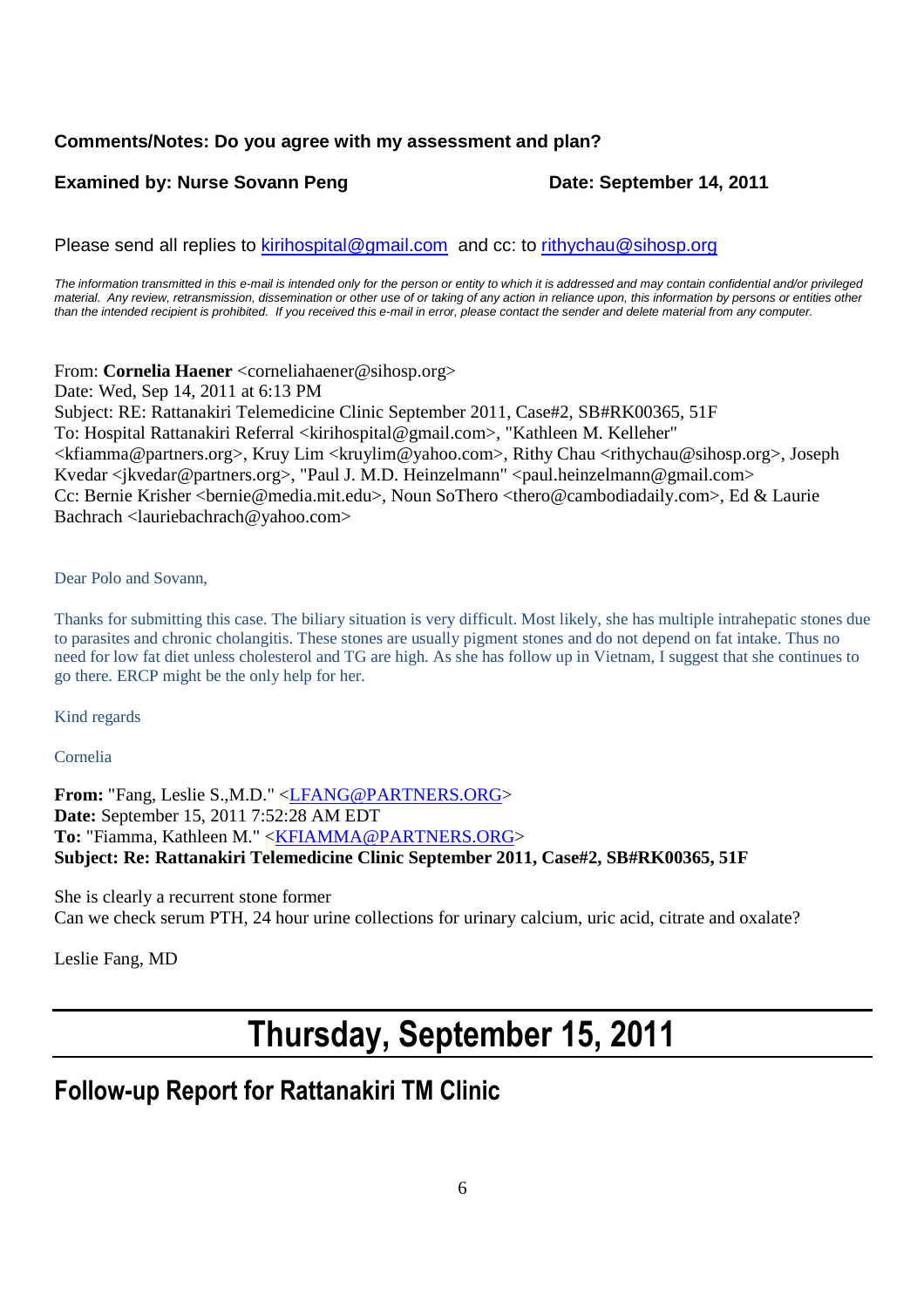**Comments/Notes: Do you agree with my assessment and plan?**

**Examined by: Nurse Sovann Peng** **Date: September 14, 2011**

Please send all replies to kirihospital@gmail.com and cc: to rithychau@sihosp.org

*The information transmitted in this e-mail is intended only for the person or entity to which it is addressed and may contain confidential and/or privileged material. Any review, retransmission, dissemination or other use of or taking of any action in reliance upon, this information by persons or entities other than the intended recipient is prohibited. If you received this e-mail in error, please contact the sender and delete material from any computer.*

From: **Cornelia Haener** <corneliahaener@sihosp.org>
Date: Wed, Sep 14, 2011 at 6:13 PM
Subject: RE: Rattanakiri Telemedicine Clinic September 2011, Case#2, SB#RK00365, 51F
To: Hospital Rattanakiri Referral <kirihospital@gmail.com>, "Kathleen M. Kelleher" <kfiamma@partners.org>, Kruy Lim <kruylim@yahoo.com>, Rithy Chau <rithychau@sihosp.org>, Joseph Kvedar <jkvedar@partners.org>, "Paul J. M.D. Heinzelmann" <paul.heinzelmann@gmail.com>
Cc: Bernie Krisher <bernie@media.mit.edu>, Noun SoThero <thero@cambodiadaily.com>, Ed & Laurie Bachrach <lauriebachrach@yahoo.com>

Dear Polo and Sovann,

Thanks for submitting this case. The biliary situation is very difficult. Most likely, she has multiple intrahepatic stones due to parasites and chronic cholangitis. These stones are usually pigment stones and do not depend on fat intake. Thus no need for low fat diet unless cholesterol and TG are high. As she has follow up in Vietnam, I suggest that she continues to go there. ERCP might be the only help for her.

Kind regards

Cornelia

**From:** "Fang, Leslie S.,M.D." <LFANG@PARTNERS.ORG>
**Date:** September 15, 2011 7:52:28 AM EDT
**To:** "Fiamma, Kathleen M." <KFIAMMA@PARTNERS.ORG>
**Subject: Re: Rattanakiri Telemedicine Clinic September 2011, Case#2, SB#RK00365, 51F**

She is clearly a recurrent stone former
Can we check serum PTH, 24 hour urine collections for urinary calcium, uric acid, citrate and oxalate?

Leslie Fang, MD

# Thursday, September 15, 2011

## Follow-up Report for Rattanakiri TM Clinic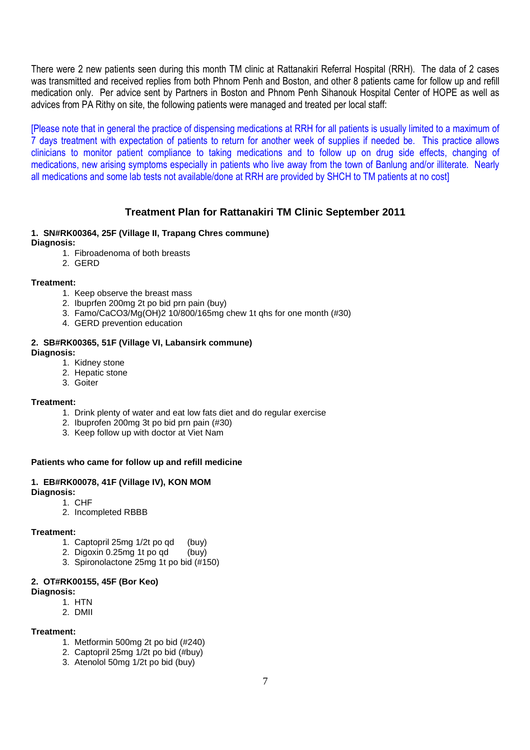There were 2 new patients seen during this month TM clinic at Rattanakiri Referral Hospital (RRH). The data of 2 cases was transmitted and received replies from both Phnom Penh and Boston, and other 8 patients came for follow up and refill medication only. Per advice sent by Partners in Boston and Phnom Penh Sihanouk Hospital Center of HOPE as well as advices from PA Rithy on site, the following patients were managed and treated per local staff:

[Please note that in general the practice of dispensing medications at RRH for all patients is usually limited to a maximum of 7 days treatment with expectation of patients to return for another week of supplies if needed be. This practice allows clinicians to monitor patient compliance to taking medications and to follow up on drug side effects, changing of medications, new arising symptoms especially in patients who live away from the town of Banlung and/or illiterate. Nearly all medications and some lab tests not available/done at RRH are provided by SHCH to TM patients at no cost]

## Treatment Plan for Rattanakiri TM Clinic September 2011

**1. SN#RK00364, 25F (Village II, Trapang Chres commune)**

**Diagnosis:**

1. Fibroadenoma of both breasts
2. GERD

**Treatment:**

1. Keep observe the breast mass
2. Ibuprfen 200mg 2t po bid prn pain (buy)
3. Famo/CaCO3/Mg(OH)2 10/800/165mg chew 1t qhs for one month (#30)
4. GERD prevention education

**2. SB#RK00365, 51F (Village VI, Labansirk commune)**

**Diagnosis:**

1. Kidney stone
2. Hepatic stone
3. Goiter

**Treatment:**

1. Drink plenty of water and eat low fats diet and do regular exercise
2. Ibuprofen 200mg 3t po bid prn pain (#30)
3. Keep follow up with doctor at Viet Nam

**Patients who came for follow up and refill medicine**

**1. EB#RK00078, 41F (Village IV), KON MOM**

**Diagnosis:**

1. CHF
2. Incompleted RBBB

**Treatment:**

1. Captopril 25mg 1/2t po qd (buy)
2. Digoxin 0.25mg 1t po qd (buy)
3. Spironolactone 25mg 1t po bid (#150)

**2. OT#RK00155, 45F (Bor Keo)**

**Diagnosis:**

1. HTN
2. DMII

**Treatment:**

1. Metformin 500mg 2t po bid (#240)
2. Captopril 25mg 1/2t po bid (#buy)
3. Atenolol 50mg 1/2t po bid (buy)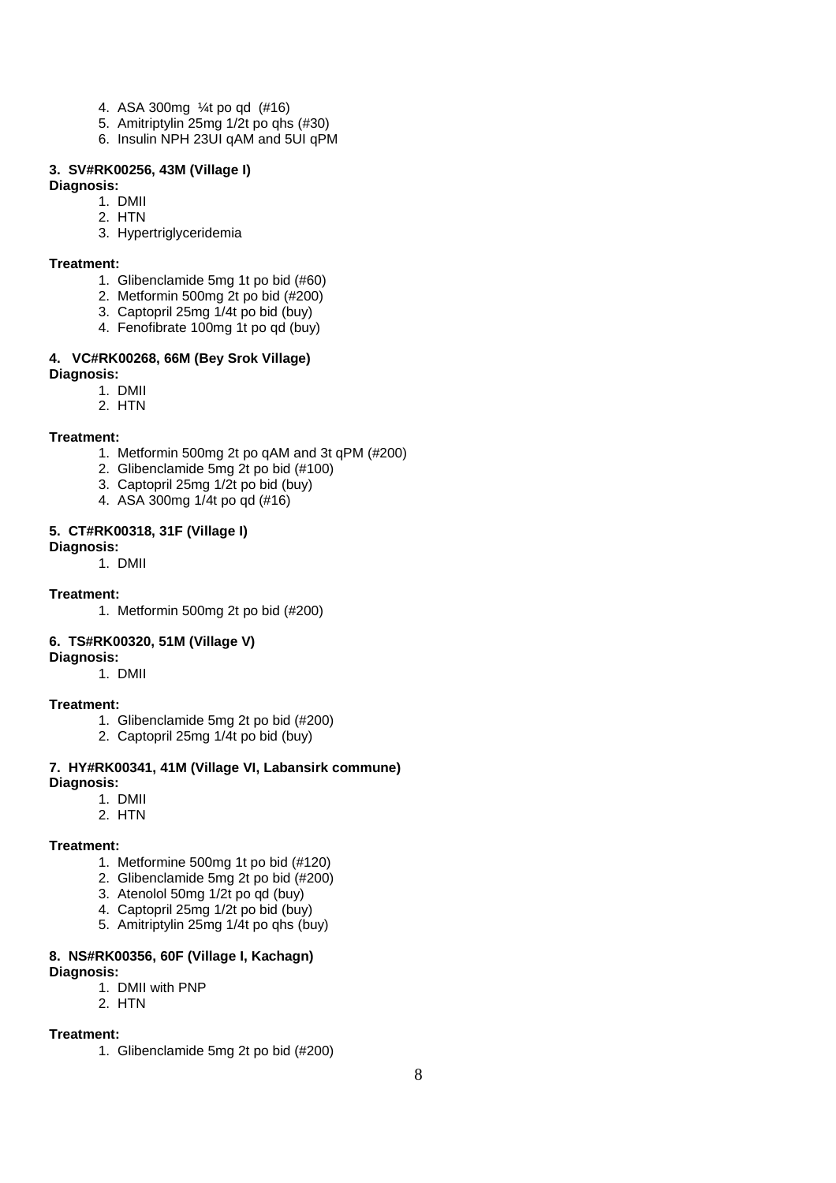4. ASA 300mg ¼t po qd (#16)
5. Amitriptylin 25mg 1/2t po qhs (#30)
6. Insulin NPH 23UI qAM and 5UI qPM

**3. SV#RK00256, 43M (Village I)**

**Diagnosis:**

1. DMII
2. HTN
3. Hypertriglyceridemia

**Treatment:**

1. Glibenclamide 5mg 1t po bid (#60)
2. Metformin 500mg 2t po bid (#200)
3. Captopril 25mg 1/4t po bid (buy)
4. Fenofibrate 100mg 1t po qd (buy)

**4. VC#RK00268, 66M (Bey Srok Village)**

**Diagnosis:**

1. DMII
2. HTN

**Treatment:**

1. Metformin 500mg 2t po qAM and 3t qPM (#200)
2. Glibenclamide 5mg 2t po bid (#100)
3. Captopril 25mg 1/2t po bid (buy)
4. ASA 300mg 1/4t po qd (#16)

**5. CT#RK00318, 31F (Village I)**

**Diagnosis:**

1. DMII

**Treatment:**

1. Metformin 500mg 2t po bid (#200)

**6. TS#RK00320, 51M (Village V)**

**Diagnosis:**

1. DMII

**Treatment:**

1. Glibenclamide 5mg 2t po bid (#200)
2. Captopril 25mg 1/4t po bid (buy)

**7. HY#RK00341, 41M (Village VI, Labansirk commune)**

**Diagnosis:**

1. DMII
2. HTN

**Treatment:**

1. Metformine 500mg 1t po bid (#120)
2. Glibenclamide 5mg 2t po bid (#200)
3. Atenolol 50mg 1/2t po qd (buy)
4. Captopril 25mg 1/2t po bid (buy)
5. Amitriptylin 25mg 1/4t po qhs (buy)

**8. NS#RK00356, 60F (Village I, Kachagn)**

**Diagnosis:**

1. DMII with PNP
2. HTN

**Treatment:**

1. Glibenclamide 5mg 2t po bid (#200)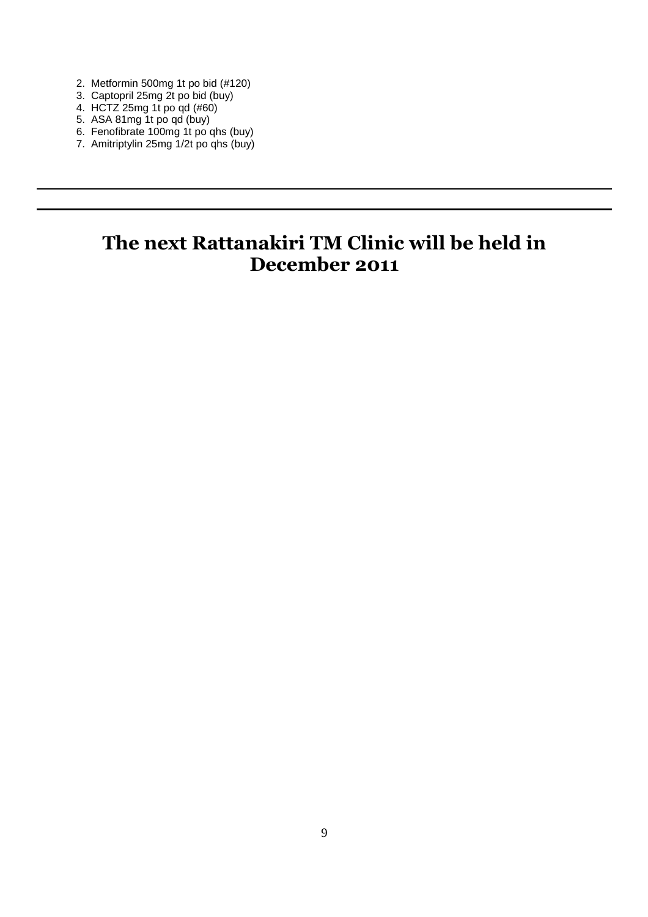2. Metformin 500mg 1t po bid (#120)
3. Captopril 25mg 2t po bid (buy)
4. HCTZ 25mg 1t po qd (#60)
5. ASA 81mg 1t po qd (buy)
6. Fenofibrate 100mg 1t po qhs (buy)
7. Amitriptylin 25mg 1/2t po qhs (buy)

---

---

## The next Rattanakiri TM Clinic will be held in December 2011